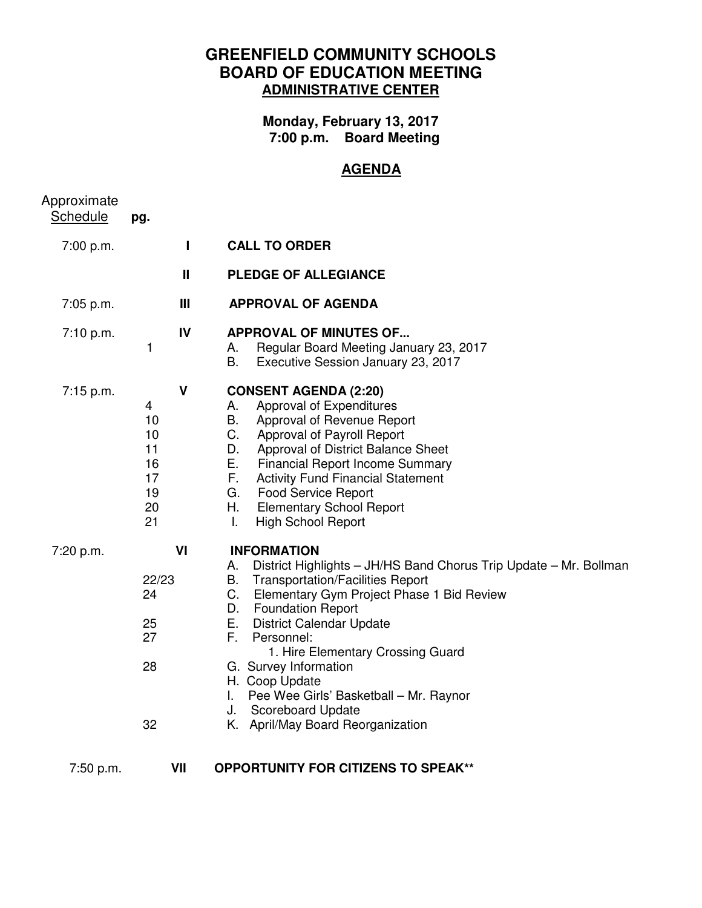# GREENFIELD COMMUNITY SCHOOLS
# BOARD OF EDUCATION MEETING
## ADMINISTRATIVE CENTER

**Monday, February 13, 2017**
**7:00 p.m. Board Meeting**

## AGENDA

| Approximate Schedule | pg. | | |
|---|---|---|---|
| 7:00 p.m. | | I | **CALL TO ORDER** |
| | | II | **PLEDGE OF ALLEGIANCE** |
| 7:05 p.m. | | III | **APPROVAL OF AGENDA** |
| 7:10 p.m. | | IV | **APPROVAL OF MINUTES OF...** |
| | 1 | | A. Regular Board Meeting January 23, 2017 |
| | | | B. Executive Session January 23, 2017 |
| 7:15 p.m. | | V | **CONSENT AGENDA (2:20)** |
| | 4 | | A. Approval of Expenditures |
| | 10 | | B. Approval of Revenue Report |
| | 10 | | C. Approval of Payroll Report |
| | 11 | | D. Approval of District Balance Sheet |
| | 16 | | E. Financial Report Income Summary |
| | 17 | | F. Activity Fund Financial Statement |
| | 19 | | G. Food Service Report |
| | 20 | | H. Elementary School Report |
| | 21 | | I. High School Report |
| 7:20 p.m. | | VI | **INFORMATION** |
| | | | A. District Highlights – JH/HS Band Chorus Trip Update – Mr. Bollman |
| | 22/23 | | B. Transportation/Facilities Report |
| | 24 | | C. Elementary Gym Project Phase 1 Bid Review |
| | | | D. Foundation Report |
| | 25 | | E. District Calendar Update |
| | 27 | | F. Personnel: |
| | | | 1. Hire Elementary Crossing Guard |
| | 28 | | G. Survey Information |
| | | | H. Coop Update |
| | | | I. Pee Wee Girls' Basketball – Mr. Raynor |
| | | | J. Scoreboard Update |
| | 32 | | K. April/May Board Reorganization |
| 7:50 p.m. | | VII | **OPPORTUNITY FOR CITIZENS TO SPEAK**** |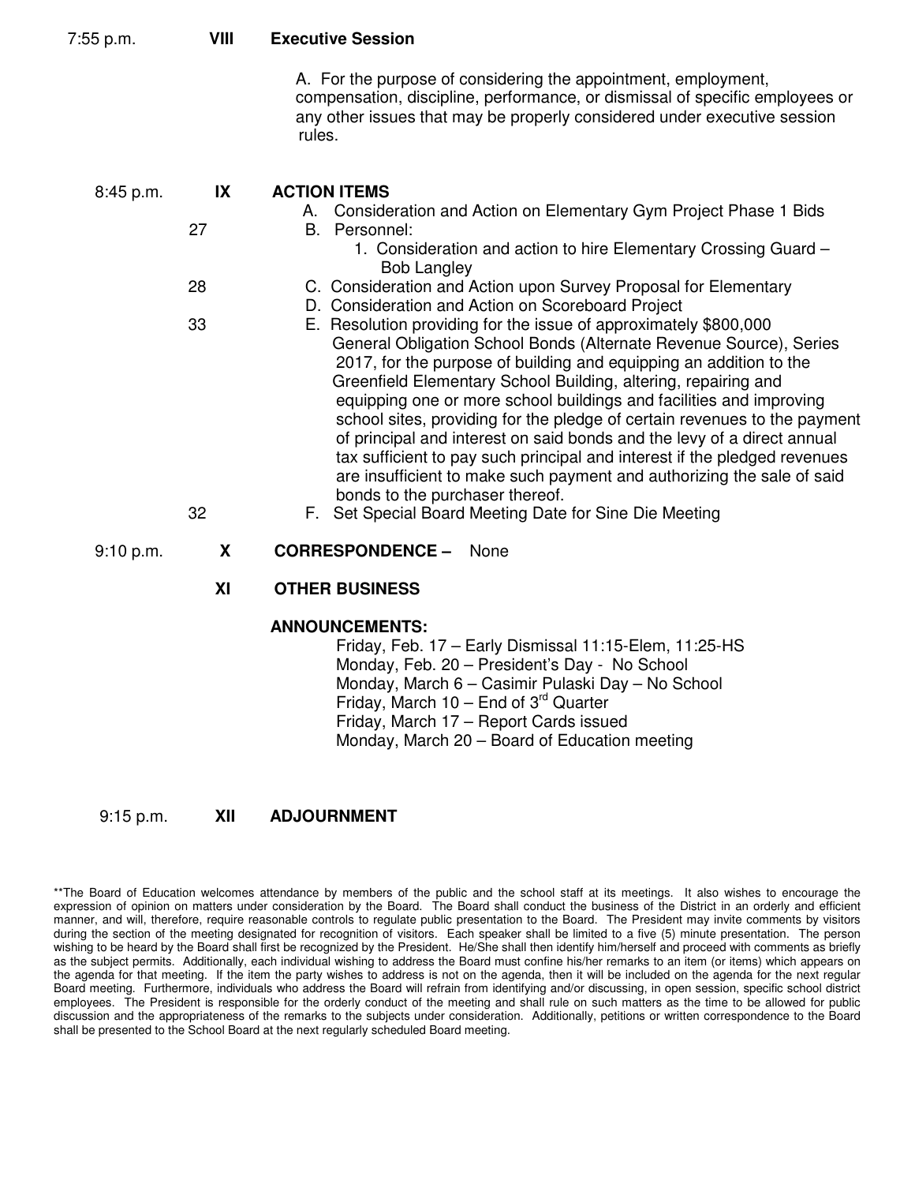7:55 p.m. **VIII Executive Session**

A. For the purpose of considering the appointment, employment, compensation, discipline, performance, or dismissal of specific employees or any other issues that may be properly considered under executive session rules.

8:45 p.m. **IX ACTION ITEMS**

A. Consideration and Action on Elementary Gym Project Phase 1 Bids

27 B. Personnel:

1. Consideration and action to hire Elementary Crossing Guard – Bob Langley

28 C. Consideration and Action upon Survey Proposal for Elementary

D. Consideration and Action on Scoreboard Project

33 E. Resolution providing for the issue of approximately $800,000 General Obligation School Bonds (Alternate Revenue Source), Series 2017, for the purpose of building and equipping an addition to the Greenfield Elementary School Building, altering, repairing and equipping one or more school buildings and facilities and improving school sites, providing for the pledge of certain revenues to the payment of principal and interest on said bonds and the levy of a direct annual tax sufficient to pay such principal and interest if the pledged revenues are insufficient to make such payment and authorizing the sale of said bonds to the purchaser thereof.

32 F. Set Special Board Meeting Date for Sine Die Meeting

9:10 p.m. **X CORRESPONDENCE –** None

**XI OTHER BUSINESS**

**ANNOUNCEMENTS:**

Friday, Feb. 17 – Early Dismissal 11:15-Elem, 11:25-HS
Monday, Feb. 20 – President's Day - No School
Monday, March 6 – Casimir Pulaski Day – No School
Friday, March 10 – End of 3rd Quarter
Friday, March 17 – Report Cards issued
Monday, March 20 – Board of Education meeting

9:15 p.m. **XII ADJOURNMENT**

**The Board of Education welcomes attendance by members of the public and the school staff at its meetings. It also wishes to encourage the expression of opinion on matters under consideration by the Board. The Board shall conduct the business of the District in an orderly and efficient manner, and will, therefore, require reasonable controls to regulate public presentation to the Board. The President may invite comments by visitors during the section of the meeting designated for recognition of visitors. Each speaker shall be limited to a five (5) minute presentation. The person wishing to be heard by the Board shall first be recognized by the President. He/She shall then identify him/herself and proceed with comments as briefly as the subject permits. Additionally, each individual wishing to address the Board must confine his/her remarks to an item (or items) which appears on the agenda for that meeting. If the item the party wishes to address is not on the agenda, then it will be included on the agenda for the next regular Board meeting. Furthermore, individuals who address the Board will refrain from identifying and/or discussing, in open session, specific school district employees. The President is responsible for the orderly conduct of the meeting and shall rule on such matters as the time to be allowed for public discussion and the appropriateness of the remarks to the subjects under consideration. Additionally, petitions or written correspondence to the Board shall be presented to the School Board at the next regularly scheduled Board meeting.